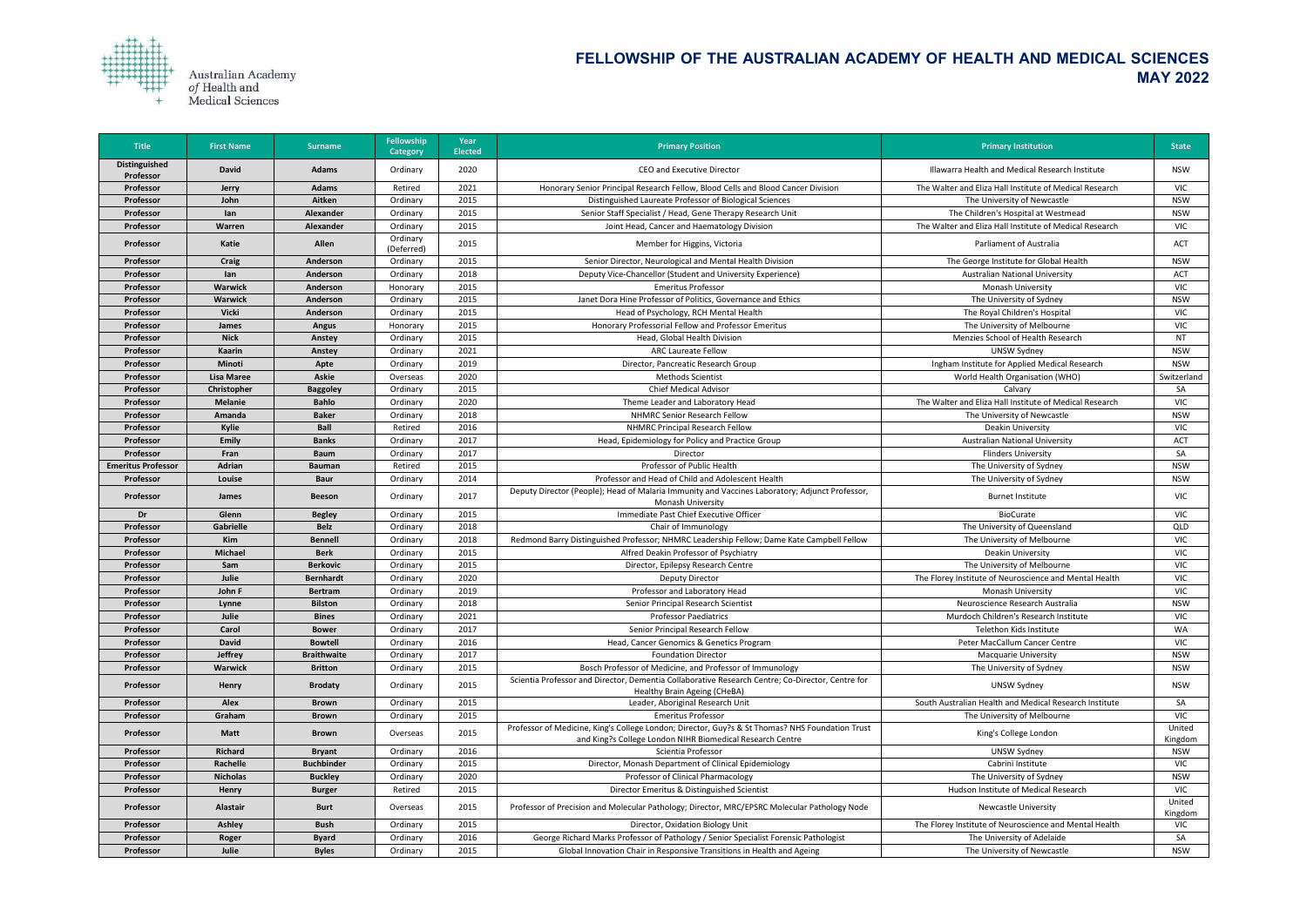Australian Academy of Health and Medical Sciences

# FELLOWSHIP OF THE AUSTRALIAN ACADEMY OF HEALTH AND MEDICAL SCIENCES
## MAY 2022

| Title | First Name | Surname | Fellowship Category | Year Elected | Primary Position | Primary Institution | State |
|---|---|---|---|---|---|---|---|
| Distinguished Professor | David | Adams | Ordinary | 2020 | CEO and Executive Director | Illawarra Health and Medical Research Institute | NSW |
| Professor | Jerry | Adams | Retired | 2021 | Honorary Senior Principal Research Fellow, Blood Cells and Blood Cancer Division | The Walter and Eliza Hall Institute of Medical Research | VIC |
| Professor | John | Aitken | Ordinary | 2015 | Distinguished Laureate Professor of Biological Sciences | The University of Newcastle | NSW |
| Professor | Ian | Alexander | Ordinary | 2015 | Senior Staff Specialist / Head, Gene Therapy Research Unit | The Children's Hospital at Westmead | NSW |
| Professor | Warren | Alexander | Ordinary | 2015 | Joint Head, Cancer and Haematology Division | The Walter and Eliza Hall Institute of Medical Research | VIC |
| Professor | Katie | Allen | Ordinary (Deferred) | 2015 | Member for Higgins, Victoria | Parliament of Australia | ACT |
| Professor | Craig | Anderson | Ordinary | 2015 | Senior Director, Neurological and Mental Health Division | The George Institute for Global Health | NSW |
| Professor | Ian | Anderson | Ordinary | 2018 | Deputy Vice-Chancellor (Student and University Experience) | Australian National University | ACT |
| Professor | Warwick | Anderson | Honorary | 2015 | Emeritus Professor | Monash University | VIC |
| Professor | Warwick | Anderson | Ordinary | 2015 | Janet Dora Hine Professor of Politics, Governance and Ethics | The University of Sydney | NSW |
| Professor | Vicki | Anderson | Ordinary | 2015 | Head of Psychology, RCH Mental Health | The Royal Children's Hospital | VIC |
| Professor | James | Angus | Honorary | 2015 | Honorary Professorial Fellow and Professor Emeritus | The University of Melbourne | VIC |
| Professor | Nick | Anstey | Ordinary | 2015 | Head, Global Health Division | Menzies School of Health Research | NT |
| Professor | Kaarin | Anstey | Ordinary | 2021 | ARC Laureate Fellow | UNSW Sydney | NSW |
| Professor | Minoti | Apte | Ordinary | 2019 | Director, Pancreatic Research Group | Ingham Institute for Applied Medical Research | NSW |
| Professor | Lisa Maree | Askie | Overseas | 2020 | Methods Scientist | World Health Organisation (WHO) | Switzerland |
| Professor | Christopher | Baggoley | Ordinary | 2015 | Chief Medical Advisor | Calvary | SA |
| Professor | Melanie | Bahlo | Ordinary | 2020 | Theme Leader and Laboratory Head | The Walter and Eliza Hall Institute of Medical Research | VIC |
| Professor | Amanda | Baker | Ordinary | 2018 | NHMRC Senior Research Fellow | The University of Newcastle | NSW |
| Professor | Kylie | Ball | Retired | 2016 | NHMRC Principal Research Fellow | Deakin University | VIC |
| Professor | Emily | Banks | Ordinary | 2017 | Head, Epidemiology for Policy and Practice Group | Australian National University | ACT |
| Professor | Fran | Baum | Ordinary | 2017 | Director | Flinders University | SA |
| Emeritus Professor | Adrian | Bauman | Retired | 2015 | Professor of Public Health | The University of Sydney | NSW |
| Professor | Louise | Baur | Ordinary | 2014 | Professor and Head of Child and Adolescent Health | The University of Sydney | NSW |
| Professor | James | Beeson | Ordinary | 2017 | Deputy Director (People); Head of Malaria Immunity and Vaccines Laboratory; Adjunct Professor, Monash University | Burnet Institute | VIC |
| Dr | Glenn | Begley | Ordinary | 2015 | Immediate Past Chief Executive Officer | BioCurate | VIC |
| Professor | Gabrielle | Belz | Ordinary | 2018 | Chair of Immunology | The University of Queensland | QLD |
| Professor | Kim | Bennell | Ordinary | 2018 | Redmond Barry Distinguished Professor; NHMRC Leadership Fellow; Dame Kate Campbell Fellow | The University of Melbourne | VIC |
| Professor | Michael | Berk | Ordinary | 2015 | Alfred Deakin Professor of Psychiatry | Deakin University | VIC |
| Professor | Sam | Berkovic | Ordinary | 2015 | Director, Epilepsy Research Centre | The University of Melbourne | VIC |
| Professor | Julie | Bernhardt | Ordinary | 2020 | Deputy Director | The Florey Institute of Neuroscience and Mental Health | VIC |
| Professor | John F | Bertram | Ordinary | 2019 | Professor and Laboratory Head | Monash University | VIC |
| Professor | Lynne | Bilston | Ordinary | 2018 | Senior Principal Research Scientist | Neuroscience Research Australia | NSW |
| Professor | Julie | Bines | Ordinary | 2021 | Professor Paediatrics | Murdoch Children's Research Institute | VIC |
| Professor | Carol | Bower | Ordinary | 2017 | Senior Principal Research Fellow | Telethon Kids Institute | WA |
| Professor | David | Bowtell | Ordinary | 2016 | Head, Cancer Genomics & Genetics Program | Peter MacCallum Cancer Centre | VIC |
| Professor | Jeffrey | Braithwaite | Ordinary | 2017 | Foundation Director | Macquarie University | NSW |
| Professor | Warwick | Britton | Ordinary | 2015 | Bosch Professor of Medicine, and Professor of Immunology | The University of Sydney | NSW |
| Professor | Henry | Brodaty | Ordinary | 2015 | Scientia Professor and Director, Dementia Collaborative Research Centre; Co-Director, Centre for Healthy Brain Ageing (CHeBA) | UNSW Sydney | NSW |
| Professor | Alex | Brown | Ordinary | 2015 | Leader, Aboriginal Research Unit | South Australian Health and Medical Research Institute | SA |
| Professor | Graham | Brown | Ordinary | 2015 | Emeritus Professor | The University of Melbourne | VIC |
| Professor | Matt | Brown | Overseas | 2015 | Professor of Medicine, King's College London; Director, Guy?s & St Thomas? NHS Foundation Trust and King?s College London NIHR Biomedical Research Centre | King's College London | United Kingdom |
| Professor | Richard | Bryant | Ordinary | 2016 | Scientia Professor | UNSW Sydney | NSW |
| Professor | Rachelle | Buchbinder | Ordinary | 2015 | Director, Monash Department of Clinical Epidemiology | Cabrini Institute | VIC |
| Professor | Nicholas | Buckley | Ordinary | 2020 | Professor of Clinical Pharmacology | The University of Sydney | NSW |
| Professor | Henry | Burger | Retired | 2015 | Director Emeritus & Distinguished Scientist | Hudson Institute of Medical Research | VIC |
| Professor | Alastair | Burt | Overseas | 2015 | Professor of Precision and Molecular Pathology; Director, MRC/EPSRC Molecular Pathology Node | Newcastle University | United Kingdom |
| Professor | Ashley | Bush | Ordinary | 2015 | Director, Oxidation Biology Unit | The Florey Institute of Neuroscience and Mental Health | VIC |
| Professor | Roger | Byard | Ordinary | 2016 | George Richard Marks Professor of Pathology / Senior Specialist Forensic Pathologist | The University of Adelaide | SA |
| Professor | Julie | Byles | Ordinary | 2015 | Global Innovation Chair in Responsive Transitions in Health and Ageing | The University of Newcastle | NSW |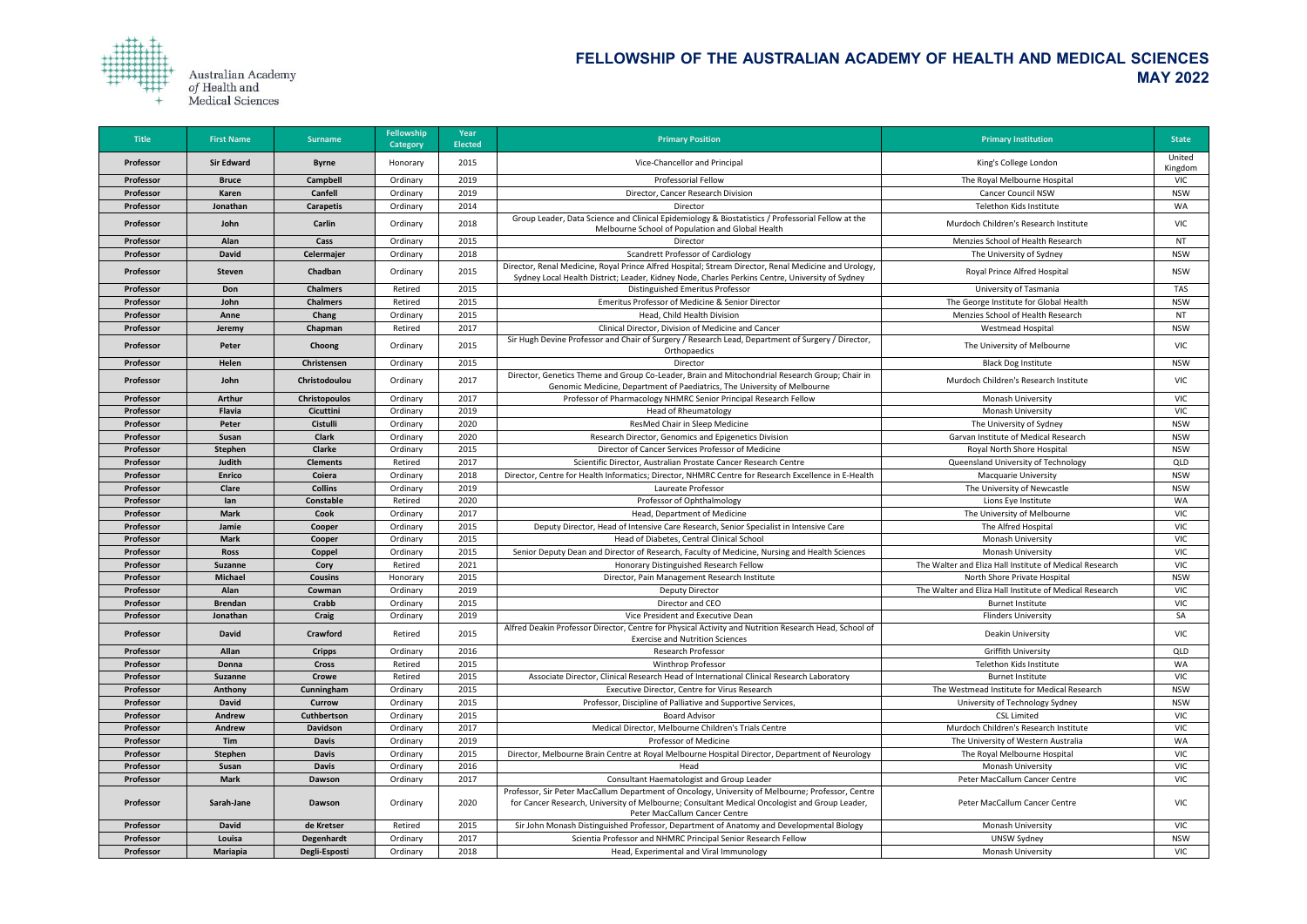# FELLOWSHIP OF THE AUSTRALIAN ACADEMY OF HEALTH AND MEDICAL SCIENCES
## MAY 2022

| Title | First Name | Surname | Fellowship Category | Year Elected | Primary Position | Primary Institution | State |
|---|---|---|---|---|---|---|---|
| Professor | Sir Edward | Byrne | Honorary | 2015 | Vice-Chancellor and Principal | King's College London | United Kingdom |
| Professor | Bruce | Campbell | Ordinary | 2019 | Professorial Fellow | The Royal Melbourne Hospital | VIC |
| Professor | Karen | Canfell | Ordinary | 2019 | Director, Cancer Research Division | Cancer Council NSW | NSW |
| Professor | Jonathan | Carapetis | Ordinary | 2014 | Director | Telethon Kids Institute | WA |
| Professor | John | Carlin | Ordinary | 2018 | Group Leader, Data Science and Clinical Epidemiology & Biostatistics / Professorial Fellow at the Melbourne School of Population and Global Health | Murdoch Children's Research Institute | VIC |
| Professor | Alan | Cass | Ordinary | 2015 | Director | Menzies School of Health Research | NT |
| Professor | David | Celermajer | Ordinary | 2018 | Scandrett Professor of Cardiology | The University of Sydney | NSW |
| Professor | Steven | Chadban | Ordinary | 2015 | Director, Renal Medicine, Royal Prince Alfred Hospital; Stream Director, Renal Medicine and Urology, Sydney Local Health District; Leader, Kidney Node, Charles Perkins Centre, University of Sydney | Royal Prince Alfred Hospital | NSW |
| Professor | Don | Chalmers | Retired | 2015 | Distinguished Emeritus Professor | University of Tasmania | TAS |
| Professor | John | Chalmers | Retired | 2015 | Emeritus Professor of Medicine & Senior Director | The George Institute for Global Health | NSW |
| Professor | Anne | Chang | Ordinary | 2015 | Head, Child Health Division | Menzies School of Health Research | NT |
| Professor | Jeremy | Chapman | Retired | 2017 | Clinical Director, Division of Medicine and Cancer | Westmead Hospital | NSW |
| Professor | Peter | Choong | Ordinary | 2015 | Sir Hugh Devine Professor and Chair of Surgery / Research Lead, Department of Surgery / Director, Orthopaedics | The University of Melbourne | VIC |
| Professor | Helen | Christensen | Ordinary | 2015 | Director | Black Dog Institute | NSW |
| Professor | John | Christodoulou | Ordinary | 2017 | Director, Genetics Theme and Group Co-Leader, Brain and Mitochondrial Research Group; Chair in Genomic Medicine, Department of Paediatrics, The University of Melbourne | Murdoch Children's Research Institute | VIC |
| Professor | Arthur | Christopoulos | Ordinary | 2017 | Professor of Pharmacology NHMRC Senior Principal Research Fellow | Monash University | VIC |
| Professor | Flavia | Cicuttini | Ordinary | 2019 | Head of Rheumatology | Monash University | VIC |
| Professor | Peter | Cistulli | Ordinary | 2020 | ResMed Chair in Sleep Medicine | The University of Sydney | NSW |
| Professor | Susan | Clark | Ordinary | 2020 | Research Director, Genomics and Epigenetics Division | Garvan Institute of Medical Research | NSW |
| Professor | Stephen | Clarke | Ordinary | 2015 | Director of Cancer Services Professor of Medicine | Royal North Shore Hospital | NSW |
| Professor | Judith | Clements | Retired | 2017 | Scientific Director, Australian Prostate Cancer Research Centre | Queensland University of Technology | QLD |
| Professor | Enrico | Coiera | Ordinary | 2018 | Director, Centre for Health Informatics; Director, NHMRC Centre for Research Excellence in E-Health | Macquarie University | NSW |
| Professor | Clare | Collins | Ordinary | 2019 | Laureate Professor | The University of Newcastle | NSW |
| Professor | Ian | Constable | Retired | 2020 | Professor of Ophthalmology | Lions Eye Institute | WA |
| Professor | Mark | Cook | Ordinary | 2017 | Head, Department of Medicine | The University of Melbourne | VIC |
| Professor | Jamie | Cooper | Ordinary | 2015 | Deputy Director, Head of Intensive Care Research, Senior Specialist in Intensive Care | The Alfred Hospital | VIC |
| Professor | Mark | Cooper | Ordinary | 2015 | Head of Diabetes, Central Clinical School | Monash University | VIC |
| Professor | Ross | Coppel | Ordinary | 2015 | Senior Deputy Dean and Director of Research, Faculty of Medicine, Nursing and Health Sciences | Monash University | VIC |
| Professor | Suzanne | Cory | Retired | 2021 | Honorary Distinguished Research Fellow | The Walter and Eliza Hall Institute of Medical Research | VIC |
| Professor | Michael | Cousins | Honorary | 2015 | Director, Pain Management Research Institute | North Shore Private Hospital | NSW |
| Professor | Alan | Cowman | Ordinary | 2019 | Deputy Director | The Walter and Eliza Hall Institute of Medical Research | VIC |
| Professor | Brendan | Crabb | Ordinary | 2015 | Director and CEO | Burnet Institute | VIC |
| Professor | Jonathan | Craig | Ordinary | 2019 | Vice President and Executive Dean | Flinders University | SA |
| Professor | David | Crawford | Retired | 2015 | Alfred Deakin Professor Director, Centre for Physical Activity and Nutrition Research Head, School of Exercise and Nutrition Sciences | Deakin University | VIC |
| Professor | Allan | Cripps | Ordinary | 2016 | Research Professor | Griffith University | QLD |
| Professor | Donna | Cross | Retired | 2015 | Winthrop Professor | Telethon Kids Institute | WA |
| Professor | Suzanne | Crowe | Retired | 2015 | Associate Director, Clinical Research Head of International Clinical Research Laboratory | Burnet Institute | VIC |
| Professor | Anthony | Cunningham | Ordinary | 2015 | Executive Director, Centre for Virus Research | The Westmead Institute for Medical Research | NSW |
| Professor | David | Currow | Ordinary | 2015 | Professor, Discipline of Palliative and Supportive Services, | University of Technology Sydney | NSW |
| Professor | Andrew | Cuthbertson | Ordinary | 2015 | Board Advisor | CSL Limited | VIC |
| Professor | Andrew | Davidson | Ordinary | 2017 | Medical Director, Melbourne Children's Trials Centre | Murdoch Children's Research Institute | VIC |
| Professor | Tim | Davis | Ordinary | 2019 | Professor of Medicine | The University of Western Australia | WA |
| Professor | Stephen | Davis | Ordinary | 2015 | Director, Melbourne Brain Centre at Royal Melbourne Hospital Director, Department of Neurology | The Royal Melbourne Hospital | VIC |
| Professor | Susan | Davis | Ordinary | 2016 | Head | Monash University | VIC |
| Professor | Mark | Dawson | Ordinary | 2017 | Consultant Haematologist and Group Leader | Peter MacCallum Cancer Centre | VIC |
| Professor | Sarah-Jane | Dawson | Ordinary | 2020 | Professor, Sir Peter MacCallum Department of Oncology, University of Melbourne; Professor, Centre for Cancer Research, University of Melbourne; Consultant Medical Oncologist and Group Leader, Peter MacCallum Cancer Centre | Peter MacCallum Cancer Centre | VIC |
| Professor | David | de Kretser | Retired | 2015 | Sir John Monash Distinguished Professor, Department of Anatomy and Developmental Biology | Monash University | VIC |
| Professor | Louisa | Degenhardt | Ordinary | 2017 | Scientia Professor and NHMRC Principal Senior Research Fellow | UNSW Sydney | NSW |
| Professor | Mariapia | Degli-Esposti | Ordinary | 2018 | Head, Experimental and Viral Immunology | Monash University | VIC |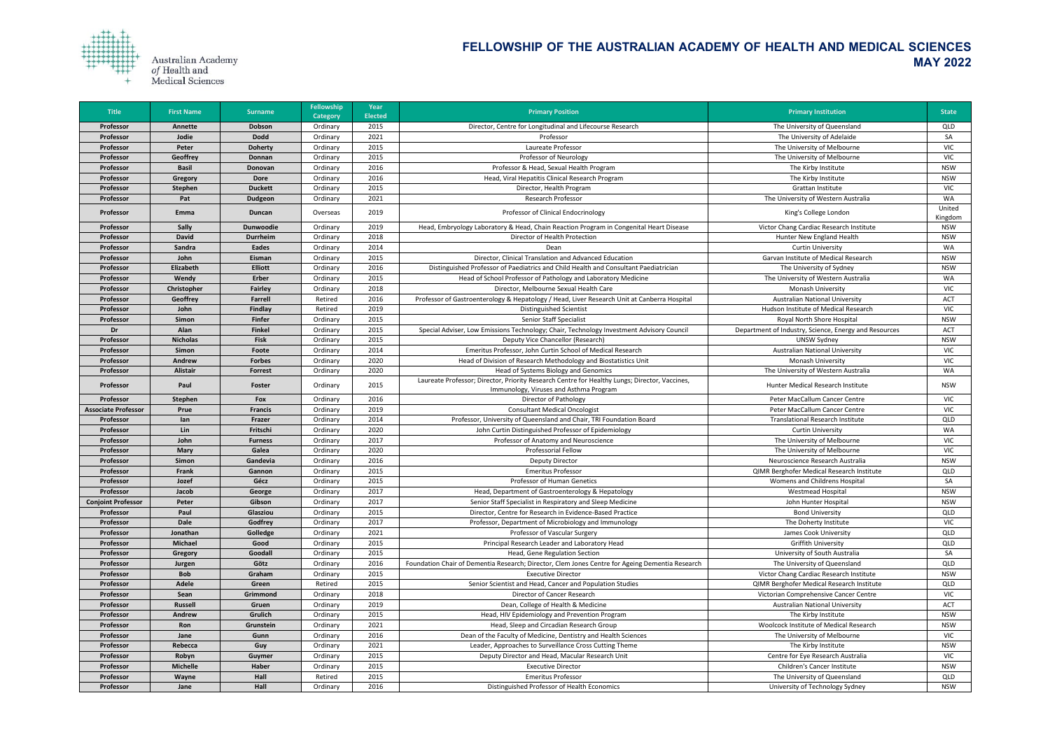# FELLOWSHIP OF THE AUSTRALIAN ACADEMY OF HEALTH AND MEDICAL SCIENCES
## MAY 2022

| Title | First Name | Surname | Fellowship Category | Year Elected | Primary Position | Primary Institution | State |
|---|---|---|---|---|---|---|---|
| Professor | Annette | Dobson | Ordinary | 2015 | Director, Centre for Longitudinal and Lifecourse Research | The University of Queensland | QLD |
| Professor | Jodie | Dodd | Ordinary | 2021 | Professor | The University of Adelaide | SA |
| Professor | Peter | Doherty | Ordinary | 2015 | Laureate Professor | The University of Melbourne | VIC |
| Professor | Geoffrey | Donnan | Ordinary | 2015 | Professor of Neurology | The University of Melbourne | VIC |
| Professor | Basil | Donovan | Ordinary | 2016 | Professor & Head, Sexual Health Program | The Kirby Institute | NSW |
| Professor | Gregory | Dore | Ordinary | 2016 | Head, Viral Hepatitis Clinical Research Program | The Kirby Institute | NSW |
| Professor | Stephen | Duckett | Ordinary | 2015 | Director, Health Program | Grattan Institute | VIC |
| Professor | Pat | Dudgeon | Ordinary | 2021 | Research Professor | The University of Western Australia | WA |
| Professor | Emma | Duncan | Overseas | 2019 | Professor of Clinical Endocrinology | King's College London | United Kingdom |
| Professor | Sally | Dunwoodie | Ordinary | 2019 | Head, Embryology Laboratory & Head, Chain Reaction Program in Congenital Heart Disease | Victor Chang Cardiac Research Institute | NSW |
| Professor | David | Durrheim | Ordinary | 2018 | Director of Health Protection | Hunter New England Health | NSW |
| Professor | Sandra | Eades | Ordinary | 2014 | Dean | Curtin University | WA |
| Professor | John | Eisman | Ordinary | 2015 | Director, Clinical Translation and Advanced Education | Garvan Institute of Medical Research | NSW |
| Professor | Elizabeth | Elliott | Ordinary | 2016 | Distinguished Professor of Paediatrics and Child Health and Consultant Paediatrician | The University of Sydney | NSW |
| Professor | Wendy | Erber | Ordinary | 2015 | Head of School Professor of Pathology and Laboratory Medicine | The University of Western Australia | WA |
| Professor | Christopher | Fairley | Ordinary | 2018 | Director, Melbourne Sexual Health Care | Monash University | VIC |
| Professor | Geoffrey | Farrell | Retired | 2016 | Professor of Gastroenterology & Hepatology / Head, Liver Research Unit at Canberra Hospital | Australian National University | ACT |
| Professor | John | Findlay | Retired | 2019 | Distinguished Scientist | Hudson Institute of Medical Research | VIC |
| Professor | Simon | Finfer | Ordinary | 2015 | Senior Staff Specialist | Royal North Shore Hospital | NSW |
| Dr | Alan | Finkel | Ordinary | 2015 | Special Adviser, Low Emissions Technology; Chair, Technology Investment Advisory Council | Department of Industry, Science, Energy and Resources | ACT |
| Professor | Nicholas | Fisk | Ordinary | 2015 | Deputy Vice Chancellor (Research) | UNSW Sydney | NSW |
| Professor | Simon | Foote | Ordinary | 2014 | Emeritus Professor, John Curtin School of Medical Research | Australian National University | VIC |
| Professor | Andrew | Forbes | Ordinary | 2020 | Head of Division of Research Methodology and Biostatistics Unit | Monash University | VIC |
| Professor | Alistair | Forrest | Ordinary | 2020 | Head of Systems Biology and Genomics | The University of Western Australia | WA |
| Professor | Paul | Foster | Ordinary | 2015 | Laureate Professor; Director, Priority Research Centre for Healthy Lungs; Director, Vaccines, Immunology, Viruses and Asthma Program | Hunter Medical Research Institute | NSW |
| Professor | Stephen | Fox | Ordinary | 2016 | Director of Pathology | Peter MacCallum Cancer Centre | VIC |
| Associate Professor | Prue | Francis | Ordinary | 2019 | Consultant Medical Oncologist | Peter MacCallum Cancer Centre | VIC |
| Professor | Ian | Frazer | Ordinary | 2014 | Professor, University of Queensland and Chair, TRI Foundation Board | Translational Research Institute | QLD |
| Professor | Lin | Fritschi | Ordinary | 2020 | John Curtin Distinguished Professor of Epidemiology | Curtin University | WA |
| Professor | John | Furness | Ordinary | 2017 | Professor of Anatomy and Neuroscience | The University of Melbourne | VIC |
| Professor | Mary | Galea | Ordinary | 2020 | Professorial Fellow | The University of Melbourne | VIC |
| Professor | Simon | Gandevia | Ordinary | 2016 | Deputy Director | Neuroscience Research Australia | NSW |
| Professor | Frank | Gannon | Ordinary | 2015 | Emeritus Professor | QIMR Berghofer Medical Research Institute | QLD |
| Professor | Jozef | Gécz | Ordinary | 2015 | Professor of Human Genetics | Womens and Childrens Hospital | SA |
| Professor | Jacob | George | Ordinary | 2017 | Head, Department of Gastroenterology & Hepatology | Westmead Hospital | NSW |
| Conjoint Professor | Peter | Gibson | Ordinary | 2017 | Senior Staff Specialist in Respiratory and Sleep Medicine | John Hunter Hospital | NSW |
| Professor | Paul | Glasziou | Ordinary | 2015 | Director, Centre for Research in Evidence-Based Practice | Bond University | QLD |
| Professor | Dale | Godfrey | Ordinary | 2017 | Professor, Department of Microbiology and Immunology | The Doherty Institute | VIC |
| Professor | Jonathan | Golledge | Ordinary | 2021 | Professor of Vascular Surgery | James Cook University | QLD |
| Professor | Michael | Good | Ordinary | 2015 | Principal Research Leader and Laboratory Head | Griffith University | QLD |
| Professor | Gregory | Goodall | Ordinary | 2015 | Head, Gene Regulation Section | University of South Australia | SA |
| Professor | Jurgen | Götz | Ordinary | 2016 | Foundation Chair of Dementia Research; Director, Clem Jones Centre for Ageing Dementia Research | The University of Queensland | QLD |
| Professor | Bob | Graham | Ordinary | 2015 | Executive Director | Victor Chang Cardiac Research Institute | NSW |
| Professor | Adele | Green | Retired | 2015 | Senior Scientist and Head, Cancer and Population Studies | QIMR Berghofer Medical Research Institute | QLD |
| Professor | Sean | Grimmond | Ordinary | 2018 | Director of Cancer Research | Victorian Comprehensive Cancer Centre | VIC |
| Professor | Russell | Gruen | Ordinary | 2019 | Dean, College of Health & Medicine | Australian National University | ACT |
| Professor | Andrew | Grulich | Ordinary | 2015 | Head, HIV Epidemiology and Prevention Program | The Kirby Institute | NSW |
| Professor | Ron | Grunstein | Ordinary | 2021 | Head, Sleep and Circadian Research Group | Woolcock Institute of Medical Research | NSW |
| Professor | Jane | Gunn | Ordinary | 2016 | Dean of the Faculty of Medicine, Dentistry and Health Sciences | The University of Melbourne | VIC |
| Professor | Rebecca | Guy | Ordinary | 2021 | Leader, Approaches to Surveillance Cross Cutting Theme | The Kirby Institute | NSW |
| Professor | Robyn | Guymer | Ordinary | 2015 | Deputy Director and Head, Macular Research Unit | Centre for Eye Research Australia | VIC |
| Professor | Michelle | Haber | Ordinary | 2015 | Executive Director | Children's Cancer Institute | NSW |
| Professor | Wayne | Hall | Retired | 2015 | Emeritus Professor | The University of Queensland | QLD |
| Professor | Jane | Hall | Ordinary | 2016 | Distinguished Professor of Health Economics | University of Technology Sydney | NSW |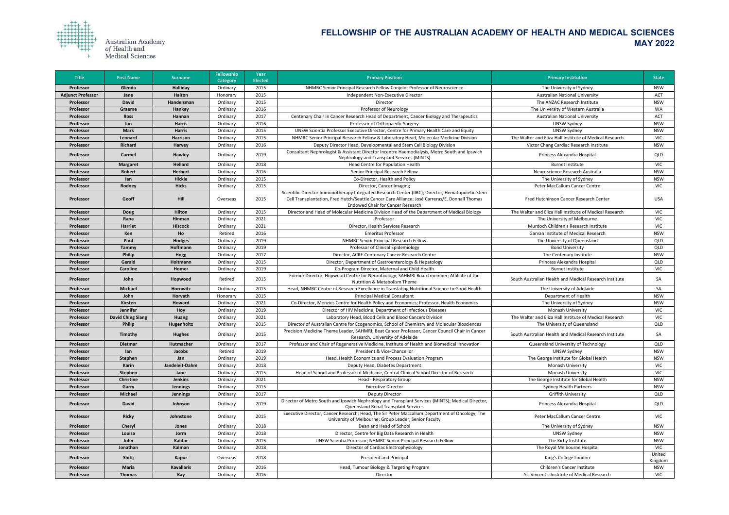Australian Academy of Health and Medical Sciences

# FELLOWSHIP OF THE AUSTRALIAN ACADEMY OF HEALTH AND MEDICAL SCIENCES
## MAY 2022

| Title | First Name | Surname | Fellowship Category | Year Elected | Primary Position | Primary Institution | State |
|---|---|---|---|---|---|---|---|
| Professor | Glenda | Halliday | Ordinary | 2015 | NHMRC Senior Principal Research Fellow Conjoint Professor of Neuroscience | The University of Sydney | NSW |
| Adjunct Professor | Jane | Halton | Honorary | 2015 | Independent Non-Executive Director | Australian National University | ACT |
| Professor | David | Handelsman | Ordinary | 2015 | Director | The ANZAC Research Institute | NSW |
| Professor | Graeme | Hankey | Ordinary | 2016 | Professor of Neurology | The University of Western Australia | WA |
| Professor | Ross | Hannan | Ordinary | 2017 | Centenary Chair in Cancer Research Head of Department, Cancer Biology and Therapeutics | Australian National University | ACT |
| Professor | Ian | Harris | Ordinary | 2016 | Professor of Orthopaedic Surgery | UNSW Sydney | NSW |
| Professor | Mark | Harris | Ordinary | 2015 | UNSW Scientia Professor Executive Director, Centre for Primary Health Care and Equity | UNSW Sydney | NSW |
| Professor | Leonard | Harrison | Ordinary | 2015 | NHMRC Senior Principal Research Fellow & Laboratory Head, Molecular Medicine Division | The Walter and Eliza Hall Institute of Medical Research | VIC |
| Professor | Richard | Harvey | Ordinary | 2016 | Deputy Director Head, Developmental and Stem Cell Biology Division | Victor Chang Cardiac Research Institute | NSW |
| Professor | Carmel | Hawley | Ordinary | 2019 | Consultant Nephrologist & Assistant Director Incentre Haemodialysis, Metro South and Ipswich Nephrology and Transplant Services (MINTS) | Princess Alexandra Hospital | QLD |
| Professor | Margaret | Hellard | Ordinary | 2018 | Head Centre for Population Health | Burnet Institute | VIC |
| Professor | Robert | Herbert | Ordinary | 2016 | Senior Principal Research Fellow | Neuroscience Research Australia | NSW |
| Professor | Ian | Hickie | Ordinary | 2015 | Co-Director, Health and Policy | The University of Sydney | NSW |
| Professor | Rodney | Hicks | Ordinary | 2015 | Director, Cancer Imaging | Peter MacCallum Cancer Centre | VIC |
| Professor | Geoff | Hill | Overseas | 2015 | Scientific Director Immunotherapy Integrated Research Center (IIRC); Director, Hematopoietic Stem Cell Transplantation, Fred Hutch/Seattle Cancer Care Alliance; José Carreras/E. Donnall Thomas Endowed Chair for Cancer Research | Fred Hutchinson Cancer Research Center | USA |
| Professor | Doug | Hilton | Ordinary | 2015 | Director and Head of Molecular Medicine Division Head of the Department of Medical Biology | The Walter and Eliza Hall Institute of Medical Research | VIC |
| Professor | Rana | Hinman | Ordinary | 2021 | Professor | The University of Melbourne | VIC |
| Professor | Harriet | Hiscock | Ordinary | 2021 | Director, Health Services Research | Murdoch Children's Research Institute | VIC |
| Professor | Ken | Ho | Retired | 2016 | Emeritus Professor | Garvan Institute of Medical Research | NSW |
| Professor | Paul | Hodges | Ordinary | 2019 | NHMRC Senior Principal Research Fellow | The University of Queensland | QLD |
| Professor | Tammy | Hoffmann | Ordinary | 2019 | Professor of Clinical Epidemiology | Bond University | QLD |
| Professor | Philip | Hogg | Ordinary | 2017 | Director, ACRF-Centenary Cancer Research Centre | The Centenary Institute | NSW |
| Professor | Gerald | Holtmann | Ordinary | 2015 | Director, Department of Gastroenterology & Hepatology | Princess Alexandra Hospital | QLD |
| Professor | Caroline | Homer | Ordinary | 2019 | Co-Program Director, Maternal and Child Health | Burnet Institute | VIC |
| Professor | John | Hopwood | Retired | 2015 | Former Director, Hopwood Centre for Neurobiology; SAHMRI Board member; Affiliate of the Nutrition & Metabolism Theme | South Australian Health and Medical Research Institute | SA |
| Professor | Michael | Horowitz | Ordinary | 2015 | Head, NHMRC Centre of Research Excellence in Translating Nutritional Science to Good Health | The University of Adelaide | SA |
| Professor | John | Horvath | Honorary | 2015 | Principal Medical Consultant | Department of Health | NSW |
| Professor | Kirsten | Howard | Ordinary | 2021 | Co-Director, Menzies Centre for Health Policy and Economics; Professor, Health Economics | The University of Sydney | NSW |
| Professor | Jennifer | Hoy | Ordinary | 2019 | Director of HIV Medicine, Department of Infectious Diseases | Monash University | VIC |
| Professor | David Ching Siang | Huang | Ordinary | 2021 | Laboratory Head, Blood Cells and Blood Cancers Division | The Walter and Eliza Hall Institute of Medical Research | VIC |
| Professor | Philip | Hugenholtz | Ordinary | 2015 | Director of Australian Centre for Ecogenomics, School of Chemistry and Molecular Biosciences | The University of Queensland | QLD |
| Professor | Timothy | Hughes | Ordinary | 2015 | Precision Medicine Theme Leader, SAHMRI; Beat Cancer Professor, Cancer Council Chair in Cancer Research, University of Adelaide | South Australian Health and Medical Research Institute | SA |
| Professor | Dietmar | Hutmacher | Ordinary | 2017 | Professor and Chair of Regenerative Medicine, Institute of Health and Biomedical Innovation | Queensland University of Technology | QLD |
| Professor | Ian | Jacobs | Retired | 2019 | President & Vice-Chancellor | UNSW Sydney | NSW |
| Professor | Stephen | Jan | Ordinary | 2019 | Head, Health Economics and Process Evaluation Program | The George Institute for Global Health | NSW |
| Professor | Karin | Jandeleit-Dahm | Ordinary | 2018 | Deputy Head, Diabetes Department | Monash University | VIC |
| Professor | Stephen | Jane | Ordinary | 2015 | Head of School and Professor of Medicine, Central Clinical School Director of Research | Monash University | VIC |
| Professor | Christine | Jenkins | Ordinary | 2021 | Head - Respiratory Group | The George Institute for Global Health | NSW |
| Professor | Garry | Jennings | Ordinary | 2015 | Executive Director | Sydney Health Partners | NSW |
| Professor | Michael | Jennings | Ordinary | 2017 | Deputy Director | Griffith University | QLD |
| Professor | David | Johnson | Ordinary | 2019 | Director of Metro South and Ipswich Nephrology and Transplant Services (MINTS); Medical Director, Queensland Renal Transplant Services | Princess Alexandra Hospital | QLD |
| Professor | Ricky | Johnstone | Ordinary | 2015 | Executive Director, Cancer Research; Head, The Sir Peter Maccallum Department of Oncology, The University of Melbourne; Group Leader, Senior Faculty | Peter MacCallum Cancer Centre | VIC |
| Professor | Cheryl | Jones | Ordinary | 2018 | Dean and Head of School | The University of Sydney | NSW |
| Professor | Louisa | Jorm | Ordinary | 2018 | Director, Centre for Big Data Research in Health | UNSW Sydney | NSW |
| Professor | John | Kaldor | Ordinary | 2015 | UNSW Scientia Professor; NHMRC Senior Principal Research Fellow | The Kirby Institute | NSW |
| Professor | Jonathan | Kalman | Ordinary | 2018 | Director of Cardiac Electrophysiology | The Royal Melbourne Hospital | VIC |
| Professor | Shitij | Kapur | Overseas | 2018 | President and Principal | King's College London | United Kingdom |
| Professor | Maria | Kavallaris | Ordinary | 2016 | Head, Tumour Biology & Targeting Program | Children's Cancer Institute | NSW |
| Professor | Thomas | Kay | Ordinary | 2016 | Director | St. Vincent's Institute of Medical Research | VIC |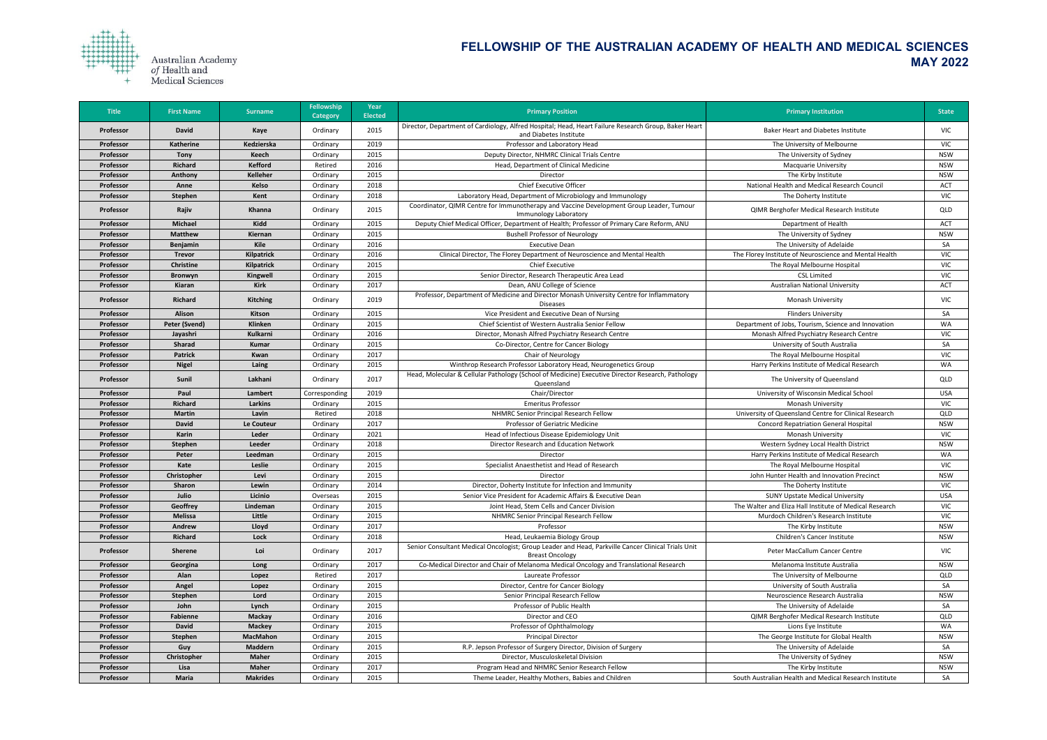# FELLOWSHIP OF THE AUSTRALIAN ACADEMY OF HEALTH AND MEDICAL SCIENCES
## MAY 2022

| Title | First Name | Surname | Fellowship Category | Year Elected | Primary Position | Primary Institution | State |
|---|---|---|---|---|---|---|---|
| Professor | David | Kaye | Ordinary | 2015 | Director, Department of Cardiology, Alfred Hospital; Head, Heart Failure Research Group, Baker Heart and Diabetes Institute | Baker Heart and Diabetes Institute | VIC |
| Professor | Katherine | Kedzierska | Ordinary | 2019 | Professor and Laboratory Head | The University of Melbourne | VIC |
| Professor | Tony | Keech | Ordinary | 2015 | Deputy Director, NHMRC Clinical Trials Centre | The University of Sydney | NSW |
| Professor | Richard | Kefford | Retired | 2016 | Head, Department of Clinical Medicine | Macquarie University | NSW |
| Professor | Anthony | Kelleher | Ordinary | 2015 | Director | The Kirby Institute | NSW |
| Professor | Anne | Kelso | Ordinary | 2018 | Chief Executive Officer | National Health and Medical Research Council | ACT |
| Professor | Stephen | Kent | Ordinary | 2018 | Laboratory Head, Department of Microbiology and Immunology | The Doherty Institute | VIC |
| Professor | Rajiv | Khanna | Ordinary | 2015 | Coordinator, QIMR Centre for Immunotherapy and Vaccine Development Group Leader, Tumour Immunology Laboratory | QIMR Berghofer Medical Research Institute | QLD |
| Professor | Michael | Kidd | Ordinary | 2015 | Deputy Chief Medical Officer, Department of Health; Professor of Primary Care Reform, ANU | Department of Health | ACT |
| Professor | Matthew | Kiernan | Ordinary | 2015 | Bushell Professor of Neurology | The University of Sydney | NSW |
| Professor | Benjamin | Kile | Ordinary | 2016 | Executive Dean | The University of Adelaide | SA |
| Professor | Trevor | Kilpatrick | Ordinary | 2016 | Clinical Director, The Florey Department of Neuroscience and Mental Health | The Florey Institute of Neuroscience and Mental Health | VIC |
| Professor | Christine | Kilpatrick | Ordinary | 2015 | Chief Executive | The Royal Melbourne Hospital | VIC |
| Professor | Bronwyn | Kingwell | Ordinary | 2015 | Senior Director, Research Therapeutic Area Lead | CSL Limited | VIC |
| Professor | Kiaran | Kirk | Ordinary | 2017 | Dean, ANU College of Science | Australian National University | ACT |
| Professor | Richard | Kitching | Ordinary | 2019 | Professor, Department of Medicine and Director Monash University Centre for Inflammatory Diseases | Monash University | VIC |
| Professor | Alison | Kitson | Ordinary | 2015 | Vice President and Executive Dean of Nursing | Flinders University | SA |
| Professor | Peter (Svend) | Klinken | Ordinary | 2015 | Chief Scientist of Western Australia Senior Fellow | Department of Jobs, Tourism, Science and Innovation | WA |
| Professor | Jayashri | Kulkarni | Ordinary | 2016 | Director, Monash Alfred Psychiatry Research Centre | Monash Alfred Psychiatry Research Centre | VIC |
| Professor | Sharad | Kumar | Ordinary | 2015 | Co-Director, Centre for Cancer Biology | University of South Australia | SA |
| Professor | Patrick | Kwan | Ordinary | 2017 | Chair of Neurology | The Royal Melbourne Hospital | VIC |
| Professor | Nigel | Laing | Ordinary | 2015 | Winthrop Research Professor Laboratory Head, Neurogenetics Group | Harry Perkins Institute of Medical Research | WA |
| Professor | Sunil | Lakhani | Ordinary | 2017 | Head, Molecular & Cellular Pathology (School of Medicine) Executive Director Research, Pathology Queensland | The University of Queensland | QLD |
| Professor | Paul | Lambert | Corresponding | 2019 | Chair/Director | University of Wisconsin Medical School | USA |
| Professor | Richard | Larkins | Ordinary | 2015 | Emeritus Professor | Monash University | VIC |
| Professor | Martin | Lavin | Retired | 2018 | NHMRC Senior Principal Research Fellow | University of Queensland Centre for Clinical Research | QLD |
| Professor | David | Le Couteur | Ordinary | 2017 | Professor of Geriatric Medicine | Concord Repatriation General Hospital | NSW |
| Professor | Karin | Leder | Ordinary | 2021 | Head of Infectious Disease Epidemiology Unit | Monash University | VIC |
| Professor | Stephen | Leeder | Ordinary | 2018 | Director Research and Education Network | Western Sydney Local Health District | NSW |
| Professor | Peter | Leedman | Ordinary | 2015 | Director | Harry Perkins Institute of Medical Research | WA |
| Professor | Kate | Leslie | Ordinary | 2015 | Specialist Anaesthetist and Head of Research | The Royal Melbourne Hospital | VIC |
| Professor | Christopher | Levi | Ordinary | 2015 | Director | John Hunter Health and Innovation Precinct | NSW |
| Professor | Sharon | Lewin | Ordinary | 2014 | Director, Doherty Institute for Infection and Immunity | The Doherty Institute | VIC |
| Professor | Julio | Licinio | Overseas | 2015 | Senior Vice President for Academic Affairs & Executive Dean | SUNY Upstate Medical University | USA |
| Professor | Geoffrey | Lindeman | Ordinary | 2015 | Joint Head, Stem Cells and Cancer Division | The Walter and Eliza Hall Institute of Medical Research | VIC |
| Professor | Melissa | Little | Ordinary | 2015 | NHMRC Senior Principal Research Fellow | Murdoch Children's Research Institute | VIC |
| Professor | Andrew | Lloyd | Ordinary | 2017 | Professor | The Kirby Institute | NSW |
| Professor | Richard | Lock | Ordinary | 2018 | Head, Leukaemia Biology Group | Children's Cancer Institute | NSW |
| Professor | Sherene | Loi | Ordinary | 2017 | Senior Consultant Medical Oncologist; Group Leader and Head, Parkville Cancer Clinical Trials Unit Breast Oncology | Peter MacCallum Cancer Centre | VIC |
| Professor | Georgina | Long | Ordinary | 2017 | Co-Medical Director and Chair of Melanoma Medical Oncology and Translational Research | Melanoma Institute Australia | NSW |
| Professor | Alan | Lopez | Retired | 2017 | Laureate Professor | The University of Melbourne | QLD |
| Professor | Angel | Lopez | Ordinary | 2015 | Director, Centre for Cancer Biology | University of South Australia | SA |
| Professor | Stephen | Lord | Ordinary | 2015 | Senior Principal Research Fellow | Neuroscience Research Australia | NSW |
| Professor | John | Lynch | Ordinary | 2015 | Professor of Public Health | The University of Adelaide | SA |
| Professor | Fabienne | Mackay | Ordinary | 2016 | Director and CEO | QIMR Berghofer Medical Research Institute | QLD |
| Professor | David | Mackey | Ordinary | 2015 | Professor of Ophthalmology | Lions Eye Institute | WA |
| Professor | Stephen | MacMahon | Ordinary | 2015 | Principal Director | The George Institute for Global Health | NSW |
| Professor | Guy | Maddern | Ordinary | 2015 | R.P. Jepson Professor of Surgery Director, Division of Surgery | The University of Adelaide | SA |
| Professor | Christopher | Maher | Ordinary | 2015 | Director, Musculoskeletal Division | The University of Sydney | NSW |
| Professor | Lisa | Maher | Ordinary | 2017 | Program Head and NHMRC Senior Research Fellow | The Kirby Institute | NSW |
| Professor | Maria | Makrides | Ordinary | 2015 | Theme Leader, Healthy Mothers, Babies and Children | South Australian Health and Medical Research Institute | SA |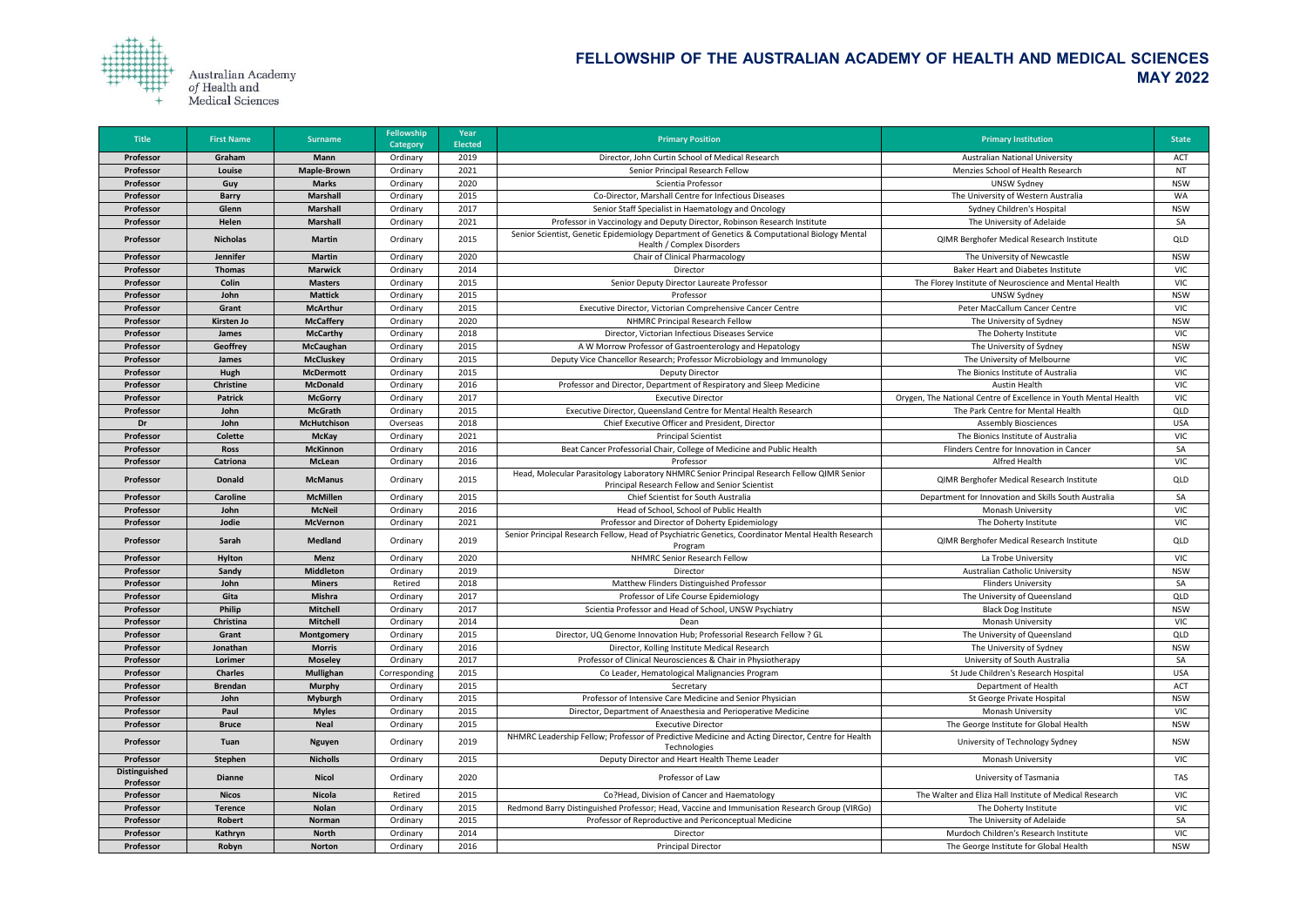# FELLOWSHIP OF THE AUSTRALIAN ACADEMY OF HEALTH AND MEDICAL SCIENCES
## MAY 2022

| Title | First Name | Surname | Fellowship Category | Year Elected | Primary Position | Primary Institution | State |
|---|---|---|---|---|---|---|---|
| Professor | Graham | Mann | Ordinary | 2019 | Director, John Curtin School of Medical Research | Australian National University | ACT |
| Professor | Louise | Maple-Brown | Ordinary | 2021 | Senior Principal Research Fellow | Menzies School of Health Research | NT |
| Professor | Guy | Marks | Ordinary | 2020 | Scientia Professor | UNSW Sydney | NSW |
| Professor | Barry | Marshall | Ordinary | 2015 | Co-Director, Marshall Centre for Infectious Diseases | The University of Western Australia | WA |
| Professor | Glenn | Marshall | Ordinary | 2017 | Senior Staff Specialist in Haematology and Oncology | Sydney Children's Hospital | NSW |
| Professor | Helen | Marshall | Ordinary | 2021 | Professor in Vaccinology and Deputy Director, Robinson Research Institute | The University of Adelaide | SA |
| Professor | Nicholas | Martin | Ordinary | 2015 | Senior Scientist, Genetic Epidemiology Department of Genetics & Computational Biology Mental Health / Complex Disorders | QIMR Berghofer Medical Research Institute | QLD |
| Professor | Jennifer | Martin | Ordinary | 2020 | Chair of Clinical Pharmacology | The University of Newcastle | NSW |
| Professor | Thomas | Marwick | Ordinary | 2014 | Director | Baker Heart and Diabetes Institute | VIC |
| Professor | Colin | Masters | Ordinary | 2015 | Senior Deputy Director Laureate Professor | The Florey Institute of Neuroscience and Mental Health | VIC |
| Professor | John | Mattick | Ordinary | 2015 | Professor | UNSW Sydney | NSW |
| Professor | Grant | McArthur | Ordinary | 2015 | Executive Director, Victorian Comprehensive Cancer Centre | Peter MacCallum Cancer Centre | VIC |
| Professor | Kirsten Jo | McCaffery | Ordinary | 2020 | NHMRC Principal Research Fellow | The University of Sydney | NSW |
| Professor | James | McCarthy | Ordinary | 2018 | Director, Victorian Infectious Diseases Service | The Doherty Institute | VIC |
| Professor | Geoffrey | McCaughan | Ordinary | 2015 | A W Morrow Professor of Gastroenterology and Hepatology | The University of Sydney | NSW |
| Professor | James | McCluskey | Ordinary | 2015 | Deputy Vice Chancellor Research; Professor Microbiology and Immunology | The University of Melbourne | VIC |
| Professor | Hugh | McDermott | Ordinary | 2015 | Deputy Director | The Bionics Institute of Australia | VIC |
| Professor | Christine | McDonald | Ordinary | 2016 | Professor and Director, Department of Respiratory and Sleep Medicine | Austin Health | VIC |
| Professor | Patrick | McGorry | Ordinary | 2017 | Executive Director | Orygen, The National Centre of Excellence in Youth Mental Health | VIC |
| Professor | John | McGrath | Ordinary | 2015 | Executive Director, Queensland Centre for Mental Health Research | The Park Centre for Mental Health | QLD |
| Dr | John | McHutchison | Overseas | 2018 | Chief Executive Officer and President, Director | Assembly Biosciences | USA |
| Professor | Colette | McKay | Ordinary | 2021 | Principal Scientist | The Bionics Institute of Australia | VIC |
| Professor | Ross | McKinnon | Ordinary | 2016 | Beat Cancer Professorial Chair, College of Medicine and Public Health | Flinders Centre for Innovation in Cancer | SA |
| Professor | Catriona | McLean | Ordinary | 2016 | Professor | Alfred Health | VIC |
| Professor | Donald | McManus | Ordinary | 2015 | Head, Molecular Parasitology Laboratory NHMRC Senior Principal Research Fellow QIMR Senior Principal Research Fellow and Senior Scientist | QIMR Berghofer Medical Research Institute | QLD |
| Professor | Caroline | McMillen | Ordinary | 2015 | Chief Scientist for South Australia | Department for Innovation and Skills South Australia | SA |
| Professor | John | McNeil | Ordinary | 2016 | Head of School, School of Public Health | Monash University | VIC |
| Professor | Jodie | McVernon | Ordinary | 2021 | Professor and Director of Doherty Epidemiology | The Doherty Institute | VIC |
| Professor | Sarah | Medland | Ordinary | 2019 | Senior Principal Research Fellow, Head of Psychiatric Genetics, Coordinator Mental Health Research Program | QIMR Berghofer Medical Research Institute | QLD |
| Professor | Hylton | Menz | Ordinary | 2020 | NHMRC Senior Research Fellow | La Trobe University | VIC |
| Professor | Sandy | Middleton | Ordinary | 2019 | Director | Australian Catholic University | NSW |
| Professor | John | Miners | Retired | 2018 | Matthew Flinders Distinguished Professor | Flinders University | SA |
| Professor | Gita | Mishra | Ordinary | 2017 | Professor of Life Course Epidemiology | The University of Queensland | QLD |
| Professor | Philip | Mitchell | Ordinary | 2017 | Scientia Professor and Head of School, UNSW Psychiatry | Black Dog Institute | NSW |
| Professor | Christina | Mitchell | Ordinary | 2014 | Dean | Monash University | VIC |
| Professor | Grant | Montgomery | Ordinary | 2015 | Director, UQ Genome Innovation Hub; Professorial Research Fellow ? GL | The University of Queensland | QLD |
| Professor | Jonathan | Morris | Ordinary | 2016 | Director, Kolling Institute Medical Research | The University of Sydney | NSW |
| Professor | Lorimer | Moseley | Ordinary | 2017 | Professor of Clinical Neurosciences & Chair in Physiotherapy | University of South Australia | SA |
| Professor | Charles | Mullighan | Corresponding | 2015 | Co Leader, Hematological Malignancies Program | St Jude Children's Research Hospital | USA |
| Professor | Brendan | Murphy | Ordinary | 2015 | Secretary | Department of Health | ACT |
| Professor | John | Myburgh | Ordinary | 2015 | Professor of Intensive Care Medicine and Senior Physician | St George Private Hospital | NSW |
| Professor | Paul | Myles | Ordinary | 2015 | Director, Department of Anaesthesia and Perioperative Medicine | Monash University | VIC |
| Professor | Bruce | Neal | Ordinary | 2015 | Executive Director | The George Institute for Global Health | NSW |
| Professor | Tuan | Nguyen | Ordinary | 2019 | NHMRC Leadership Fellow; Professor of Predictive Medicine and Acting Director, Centre for Health Technologies | University of Technology Sydney | NSW |
| Professor | Stephen | Nicholls | Ordinary | 2015 | Deputy Director and Heart Health Theme Leader | Monash University | VIC |
| Distinguished Professor | Dianne | Nicol | Ordinary | 2020 | Professor of Law | University of Tasmania | TAS |
| Professor | Nicos | Nicola | Retired | 2015 | Co?Head, Division of Cancer and Haematology | The Walter and Eliza Hall Institute of Medical Research | VIC |
| Professor | Terence | Nolan | Ordinary | 2015 | Redmond Barry Distinguished Professor; Head, Vaccine and Immunisation Research Group (VIRGo) | The Doherty Institute | VIC |
| Professor | Robert | Norman | Ordinary | 2015 | Professor of Reproductive and Periconceptual Medicine | The University of Adelaide | SA |
| Professor | Kathryn | North | Ordinary | 2014 | Director | Murdoch Children's Research Institute | VIC |
| Professor | Robyn | Norton | Ordinary | 2016 | Principal Director | The George Institute for Global Health | NSW |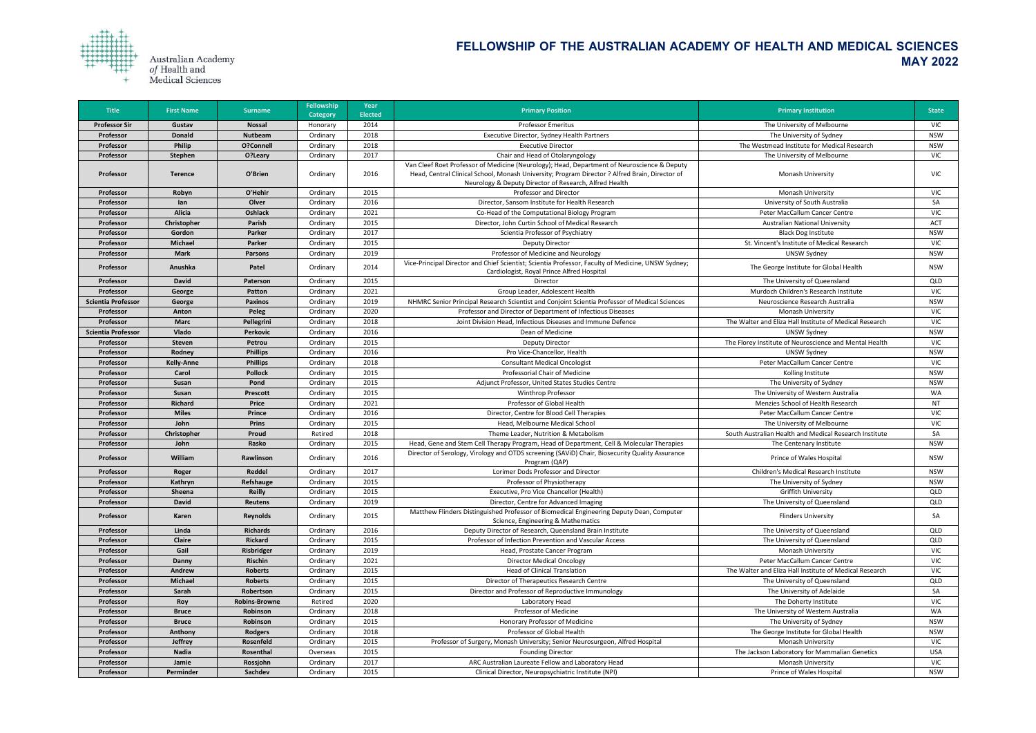# FELLOWSHIP OF THE AUSTRALIAN ACADEMY OF HEALTH AND MEDICAL SCIENCES
## MAY 2022

| Title | First Name | Surname | Fellowship Category | Year Elected | Primary Position | Primary Institution | State |
|---|---|---|---|---|---|---|---|
| Professor Sir | Gustav | Nossal | Honorary | 2014 | Professor Emeritus | The University of Melbourne | VIC |
| Professor | Donald | Nutbeam | Ordinary | 2018 | Executive Director, Sydney Health Partners | The University of Sydney | NSW |
| Professor | Philip | O?Connell | Ordinary | 2018 | Executive Director | The Westmead Institute for Medical Research | NSW |
| Professor | Stephen | O?Leary | Ordinary | 2017 | Chair and Head of Otolaryngology | The University of Melbourne | VIC |
| Professor | Terence | O'Brien | Ordinary | 2016 | Van Cleef Roet Professor of Medicine (Neurology); Head, Department of Neuroscience & Deputy Head, Central Clinical School, Monash University; Program Director ? Alfred Brain, Director of Neurology & Deputy Director of Research, Alfred Health | Monash University | VIC |
| Professor | Robyn | O'Hehir | Ordinary | 2015 | Professor and Director | Monash University | VIC |
| Professor | Ian | Olver | Ordinary | 2016 | Director, Sansom Institute for Health Research | University of South Australia | SA |
| Professor | Alicia | Oshlack | Ordinary | 2021 | Co-Head of the Computational Biology Program | Peter MacCallum Cancer Centre | VIC |
| Professor | Christopher | Parish | Ordinary | 2015 | Director, John Curtin School of Medical Research | Australian National University | ACT |
| Professor | Gordon | Parker | Ordinary | 2017 | Scientia Professor of Psychiatry | Black Dog Institute | NSW |
| Professor | Michael | Parker | Ordinary | 2015 | Deputy Director | St. Vincent's Institute of Medical Research | VIC |
| Professor | Mark | Parsons | Ordinary | 2019 | Professor of Medicine and Neurology | UNSW Sydney | NSW |
| Professor | Anushka | Patel | Ordinary | 2014 | Vice-Principal Director and Chief Scientist; Scientia Professor, Faculty of Medicine, UNSW Sydney; Cardiologist, Royal Prince Alfred Hospital | The George Institute for Global Health | NSW |
| Professor | David | Paterson | Ordinary | 2015 | Director | The University of Queensland | QLD |
| Professor | George | Patton | Ordinary | 2021 | Group Leader, Adolescent Health | Murdoch Children's Research Institute | VIC |
| Scientia Professor | George | Paxinos | Ordinary | 2019 | NHMRC Senior Principal Research Scientist and Conjoint Scientia Professor of Medical Sciences | Neuroscience Research Australia | NSW |
| Professor | Anton | Peleg | Ordinary | 2020 | Professor and Director of Department of Infectious Diseases | Monash University | VIC |
| Professor | Marc | Pellegrini | Ordinary | 2018 | Joint Division Head, Infectious Diseases and Immune Defence | The Walter and Eliza Hall Institute of Medical Research | VIC |
| Scientia Professor | Vlado | Perkovic | Ordinary | 2016 | Dean of Medicine | UNSW Sydney | NSW |
| Professor | Steven | Petrou | Ordinary | 2015 | Deputy Director | The Florey Institute of Neuroscience and Mental Health | VIC |
| Professor | Rodney | Phillips | Ordinary | 2016 | Pro Vice-Chancellor, Health | UNSW Sydney | NSW |
| Professor | Kelly-Anne | Phillips | Ordinary | 2018 | Consultant Medical Oncologist | Peter MacCallum Cancer Centre | VIC |
| Professor | Carol | Pollock | Ordinary | 2015 | Professorial Chair of Medicine | Kolling Institute | NSW |
| Professor | Susan | Pond | Ordinary | 2015 | Adjunct Professor, United States Studies Centre | The University of Sydney | NSW |
| Professor | Susan | Prescott | Ordinary | 2015 | Winthrop Professor | The University of Western Australia | WA |
| Professor | Richard | Price | Ordinary | 2021 | Professor of Global Health | Menzies School of Health Research | NT |
| Professor | Miles | Prince | Ordinary | 2016 | Director, Centre for Blood Cell Therapies | Peter MacCallum Cancer Centre | VIC |
| Professor | John | Prins | Ordinary | 2015 | Head, Melbourne Medical School | The University of Melbourne | VIC |
| Professor | Christopher | Proud | Retired | 2018 | Theme Leader, Nutrition & Metabolism | South Australian Health and Medical Research Institute | SA |
| Professor | John | Rasko | Ordinary | 2015 | Head, Gene and Stem Cell Therapy Program, Head of Department, Cell & Molecular Therapies | The Centenary Institute | NSW |
| Professor | William | Rawlinson | Ordinary | 2016 | Director of Serology, Virology and OTDS screening (SAViD) Chair, Biosecurity Quality Assurance Program (QAP) | Prince of Wales Hospital | NSW |
| Professor | Roger | Reddel | Ordinary | 2017 | Lorimer Dods Professor and Director | Children's Medical Research Institute | NSW |
| Professor | Kathryn | Refshauge | Ordinary | 2015 | Professor of Physiotherapy | The University of Sydney | NSW |
| Professor | Sheena | Reilly | Ordinary | 2015 | Executive, Pro Vice Chancellor (Health) | Griffith University | QLD |
| Professor | David | Reutens | Ordinary | 2019 | Director, Centre for Advanced Imaging | The University of Queensland | QLD |
| Professor | Karen | Reynolds | Ordinary | 2015 | Matthew Flinders Distinguished Professor of Biomedical Engineering Deputy Dean, Computer Science, Engineering & Mathematics | Flinders University | SA |
| Professor | Linda | Richards | Ordinary | 2016 | Deputy Director of Research, Queensland Brain Institute | The University of Queensland | QLD |
| Professor | Claire | Rickard | Ordinary | 2015 | Professor of Infection Prevention and Vascular Access | The University of Queensland | QLD |
| Professor | Gail | Risbridger | Ordinary | 2019 | Head, Prostate Cancer Program | Monash University | VIC |
| Professor | Danny | Rischin | Ordinary | 2021 | Director Medical Oncology | Peter MacCallum Cancer Centre | VIC |
| Professor | Andrew | Roberts | Ordinary | 2015 | Head of Clinical Translation | The Walter and Eliza Hall Institute of Medical Research | VIC |
| Professor | Michael | Roberts | Ordinary | 2015 | Director of Therapeutics Research Centre | The University of Queensland | QLD |
| Professor | Sarah | Robertson | Ordinary | 2015 | Director and Professor of Reproductive Immunology | The University of Adelaide | SA |
| Professor | Roy | Robins-Browne | Retired | 2020 | Laboratory Head | The Doherty Institute | VIC |
| Professor | Bruce | Robinson | Ordinary | 2018 | Professor of Medicine | The University of Western Australia | WA |
| Professor | Bruce | Robinson | Ordinary | 2015 | Honorary Professor of Medicine | The University of Sydney | NSW |
| Professor | Anthony | Rodgers | Ordinary | 2018 | Professor of Global Health | The George Institute for Global Health | NSW |
| Professor | Jeffrey | Rosenfeld | Ordinary | 2015 | Professor of Surgery, Monash University; Senior Neurosurgeon, Alfred Hospital | Monash University | VIC |
| Professor | Nadia | Rosenthal | Overseas | 2015 | Founding Director | The Jackson Laboratory for Mammalian Genetics | USA |
| Professor | Jamie | Rossjohn | Ordinary | 2017 | ARC Australian Laureate Fellow and Laboratory Head | Monash University | VIC |
| Professor | Perminder | Sachdev | Ordinary | 2015 | Clinical Director, Neuropsychiatric Institute (NPI) | Prince of Wales Hospital | NSW |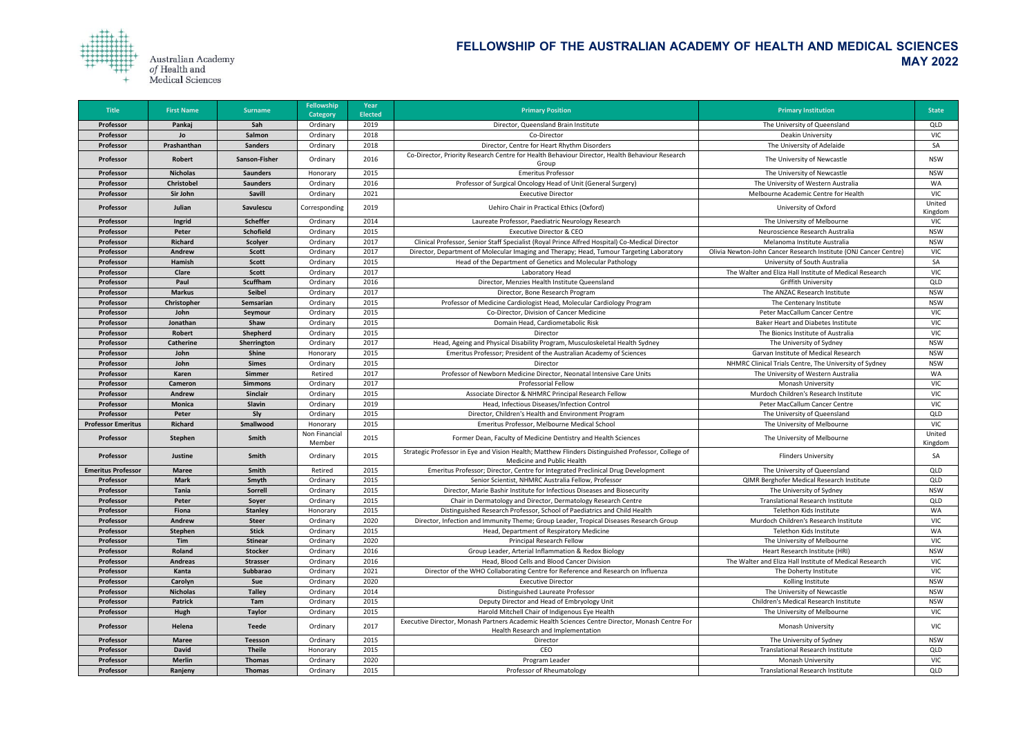# FELLOWSHIP OF THE AUSTRALIAN ACADEMY OF HEALTH AND MEDICAL SCIENCES

## MAY 2022

| Title | First Name | Surname | Fellowship Category | Year Elected | Primary Position | Primary Institution | State |
|---|---|---|---|---|---|---|---|
| Professor | Pankaj | Sah | Ordinary | 2019 | Director, Queensland Brain Institute | The University of Queensland | QLD |
| Professor | Jo | Salmon | Ordinary | 2018 | Co-Director | Deakin University | VIC |
| Professor | Prashanthan | Sanders | Ordinary | 2018 | Director, Centre for Heart Rhythm Disorders | The University of Adelaide | SA |
| Professor | Robert | Sanson-Fisher | Ordinary | 2016 | Co-Director, Priority Research Centre for Health Behaviour Director, Health Behaviour Research Group | The University of Newcastle | NSW |
| Professor | Nicholas | Saunders | Honorary | 2015 | Emeritus Professor | The University of Newcastle | NSW |
| Professor | Christobel | Saunders | Ordinary | 2016 | Professor of Surgical Oncology Head of Unit (General Surgery) | The University of Western Australia | WA |
| Professor | Sir John | Savill | Ordinary | 2021 | Executive Director | Melbourne Academic Centre for Health | VIC |
| Professor | Julian | Savulescu | Corresponding | 2019 | Uehiro Chair in Practical Ethics (Oxford) | University of Oxford | United Kingdom |
| Professor | Ingrid | Scheffer | Ordinary | 2014 | Laureate Professor, Paediatric Neurology Research | The University of Melbourne | VIC |
| Professor | Peter | Schofield | Ordinary | 2015 | Executive Director & CEO | Neuroscience Research Australia | NSW |
| Professor | Richard | Scolyer | Ordinary | 2017 | Clinical Professor, Senior Staff Specialist (Royal Prince Alfred Hospital) Co-Medical Director | Melanoma Institute Australia | NSW |
| Professor | Andrew | Scott | Ordinary | 2017 | Director, Department of Molecular Imaging and Therapy; Head, Tumour Targeting Laboratory | Olivia Newton-John Cancer Research Institute (ONJ Cancer Centre) | VIC |
| Professor | Hamish | Scott | Ordinary | 2015 | Head of the Department of Genetics and Molecular Pathology | University of South Australia | SA |
| Professor | Clare | Scott | Ordinary | 2017 | Laboratory Head | The Walter and Eliza Hall Institute of Medical Research | VIC |
| Professor | Paul | Scuffham | Ordinary | 2016 | Director, Menzies Health Institute Queensland | Griffith University | QLD |
| Professor | Markus | Seibel | Ordinary | 2017 | Director, Bone Research Program | The ANZAC Research Institute | NSW |
| Professor | Christopher | Semsarian | Ordinary | 2015 | Professor of Medicine Cardiologist Head, Molecular Cardiology Program | The Centenary Institute | NSW |
| Professor | John | Seymour | Ordinary | 2015 | Co-Director, Division of Cancer Medicine | Peter MacCallum Cancer Centre | VIC |
| Professor | Jonathan | Shaw | Ordinary | 2015 | Domain Head, Cardiometabolic Risk | Baker Heart and Diabetes Institute | VIC |
| Professor | Robert | Shepherd | Ordinary | 2015 | Director | The Bionics Institute of Australia | VIC |
| Professor | Catherine | Sherrington | Ordinary | 2017 | Head, Ageing and Physical Disability Program, Musculoskeletal Health Sydney | The University of Sydney | NSW |
| Professor | John | Shine | Honorary | 2015 | Emeritus Professor; President of the Australian Academy of Sciences | Garvan Institute of Medical Research | NSW |
| Professor | John | Simes | Ordinary | 2015 | Director | NHMRC Clinical Trials Centre, The University of Sydney | NSW |
| Professor | Karen | Simmer | Retired | 2017 | Professor of Newborn Medicine Director, Neonatal Intensive Care Units | The University of Western Australia | WA |
| Professor | Cameron | Simmons | Ordinary | 2017 | Professorial Fellow | Monash University | VIC |
| Professor | Andrew | Sinclair | Ordinary | 2015 | Associate Director & NHMRC Principal Research Fellow | Murdoch Children's Research Institute | VIC |
| Professor | Monica | Slavin | Ordinary | 2019 | Head, Infectious Diseases/Infection Control | Peter MacCallum Cancer Centre | VIC |
| Professor | Peter | Sly | Ordinary | 2015 | Director, Children's Health and Environment Program | The University of Queensland | QLD |
| Professor Emeritus | Richard | Smallwood | Honorary | 2015 | Emeritus Professor, Melbourne Medical School | The University of Melbourne | VIC |
| Professor | Stephen | Smith | Non Financial Member | 2015 | Former Dean, Faculty of Medicine Dentistry and Health Sciences | The University of Melbourne | United Kingdom |
| Professor | Justine | Smith | Ordinary | 2015 | Strategic Professor in Eye and Vision Health; Matthew Flinders Distinguished Professor, College of Medicine and Public Health | Flinders University | SA |
| Emeritus Professor | Maree | Smith | Retired | 2015 | Emeritus Professor; Director, Centre for Integrated Preclinical Drug Development | The University of Queensland | QLD |
| Professor | Mark | Smyth | Ordinary | 2015 | Senior Scientist, NHMRC Australia Fellow, Professor | QIMR Berghofer Medical Research Institute | QLD |
| Professor | Tania | Sorrell | Ordinary | 2015 | Director, Marie Bashir Institute for Infectious Diseases and Biosecurity | The University of Sydney | NSW |
| Professor | Peter | Soyer | Ordinary | 2015 | Chair in Dermatology and Director, Dermatology Research Centre | Translational Research Institute | QLD |
| Professor | Fiona | Stanley | Honorary | 2015 | Distinguished Research Professor, School of Paediatrics and Child Health | Telethon Kids Institute | WA |
| Professor | Andrew | Steer | Ordinary | 2020 | Director, Infection and Immunity Theme; Group Leader, Tropical Diseases Research Group | Murdoch Children's Research Institute | VIC |
| Professor | Stephen | Stick | Ordinary | 2015 | Head, Department of Respiratory Medicine | Telethon Kids Institute | WA |
| Professor | Tim | Stinear | Ordinary | 2020 | Principal Research Fellow | The University of Melbourne | VIC |
| Professor | Roland | Stocker | Ordinary | 2016 | Group Leader, Arterial Inflammation & Redox Biology | Heart Research Institute (HRI) | NSW |
| Professor | Andreas | Strasser | Ordinary | 2016 | Head, Blood Cells and Blood Cancer Division | The Walter and Eliza Hall Institute of Medical Research | VIC |
| Professor | Kanta | Subbarao | Ordinary | 2021 | Director of the WHO Collaborating Centre for Reference and Research on Influenza | The Doherty Institute | VIC |
| Professor | Carolyn | Sue | Ordinary | 2020 | Executive Director | Kolling Institute | NSW |
| Professor | Nicholas | Talley | Ordinary | 2014 | Distinguished Laureate Professor | The University of Newcastle | NSW |
| Professor | Patrick | Tam | Ordinary | 2015 | Deputy Director and Head of Embryology Unit | Children's Medical Research Institute | NSW |
| Professor | Hugh | Taylor | Ordinary | 2015 | Harold Mitchell Chair of Indigenous Eye Health | The University of Melbourne | VIC |
| Professor | Helena | Teede | Ordinary | 2017 | Executive Director, Monash Partners Academic Health Sciences Centre Director, Monash Centre For Health Research and Implementation | Monash University | VIC |
| Professor | Maree | Teesson | Ordinary | 2015 | Director | The University of Sydney | NSW |
| Professor | David | Theile | Honorary | 2015 | CEO | Translational Research Institute | QLD |
| Professor | Merlin | Thomas | Ordinary | 2020 | Program Leader | Monash University | VIC |
| Professor | Ranjeny | Thomas | Ordinary | 2015 | Professor of Rheumatology | Translational Research Institute | QLD |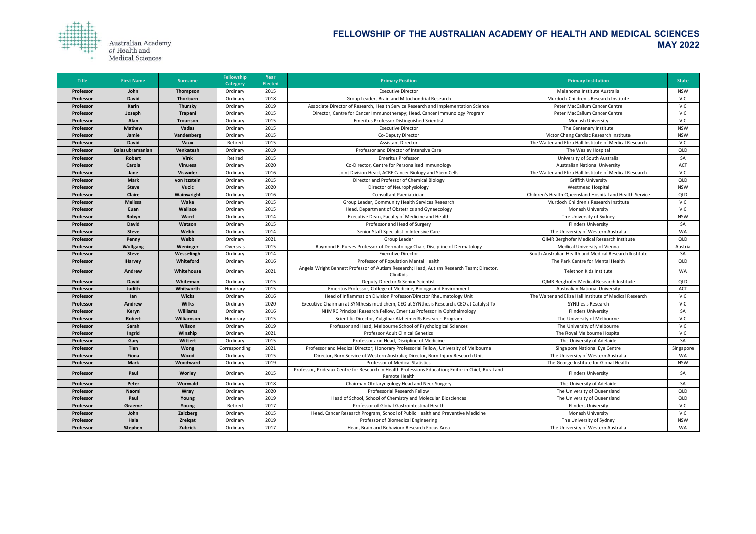Australian Academy of Health and Medical Sciences

# FELLOWSHIP OF THE AUSTRALIAN ACADEMY OF HEALTH AND MEDICAL SCIENCES
## MAY 2022

| Title | First Name | Surname | Fellowship Category | Year Elected | Primary Position | Primary Institution | State |
|---|---|---|---|---|---|---|---|
| Professor | John | Thompson | Ordinary | 2015 | Executive Director | Melanoma Institute Australia | NSW |
| Professor | David | Thorburn | Ordinary | 2018 | Group Leader, Brain and Mitochondrial Research | Murdoch Children's Research Institute | VIC |
| Professor | Karin | Thursky | Ordinary | 2019 | Associate Director of Research, Health Service Research and Implementation Science | Peter MacCallum Cancer Centre | VIC |
| Professor | Joseph | Trapani | Ordinary | 2015 | Director, Centre for Cancer Immunotherapy; Head, Cancer Immunology Program | Peter MacCallum Cancer Centre | VIC |
| Professor | Alan | Trounson | Ordinary | 2015 | Emeritus Professor Distinguished Scientist | Monash University | VIC |
| Professor | Mathew | Vadas | Ordinary | 2015 | Executive Director | The Centenary Institute | NSW |
| Professor | Jamie | Vandenberg | Ordinary | 2015 | Co-Deputy Director | Victor Chang Cardiac Research Institute | NSW |
| Professor | David | Vaux | Retired | 2015 | Assistant Director | The Walter and Eliza Hall Institute of Medical Research | VIC |
| Professor | Balasubramanian | Venkatesh | Ordinary | 2019 | Professor and Director of Intensive Care | The Wesley Hospital | QLD |
| Professor | Robert | Vink | Retired | 2015 | Emeritus Professor | University of South Australia | SA |
| Professor | Carola | Vinuesa | Ordinary | 2020 | Co-Director, Centre for Personalised Immunology | Australian National University | ACT |
| Professor | Jane | Visvader | Ordinary | 2016 | Joint Division Head, ACRF Cancer Biology and Stem Cells | The Walter and Eliza Hall Institute of Medical Research | VIC |
| Professor | Mark | von Itzstein | Ordinary | 2015 | Director and Professor of Chemical Biology | Griffith University | QLD |
| Professor | Steve | Vucic | Ordinary | 2020 | Director of Neurophysiology | Westmead Hospital | NSW |
| Professor | Claire | Wainwright | Ordinary | 2016 | Consultant Paediatrician | Children's Health Queensland Hospital and Health Service | QLD |
| Professor | Melissa | Wake | Ordinary | 2015 | Group Leader, Community Health Services Research | Murdoch Children's Research Institute | VIC |
| Professor | Euan | Wallace | Ordinary | 2015 | Head, Department of Obstetrics and Gynaecology | Monash University | VIC |
| Professor | Robyn | Ward | Ordinary | 2014 | Executive Dean, Faculty of Medicine and Health | The University of Sydney | NSW |
| Professor | David | Watson | Ordinary | 2015 | Professor and Head of Surgery | Flinders University | SA |
| Professor | Steve | Webb | Ordinary | 2014 | Senior Staff Specialist in Intensive Care | The University of Western Australia | WA |
| Professor | Penny | Webb | Ordinary | 2021 | Group Leader | QIMR Berghofer Medical Research Institute | QLD |
| Professor | Wolfgang | Weninger | Overseas | 2015 | Raymond E. Purves Professor of Dermatology Chair, Discipline of Dermatology | Medical University of Vienna | Austria |
| Professor | Steve | Wesselingh | Ordinary | 2014 | Executive Director | South Australian Health and Medical Research Institute | SA |
| Professor | Harvey | Whiteford | Ordinary | 2016 | Professor of Population Mental Health | The Park Centre for Mental Health | QLD |
| Professor | Andrew | Whitehouse | Ordinary | 2021 | Angela Wright Bennett Professor of Autism Research; Head, Autism Research Team; Director, CliniKids | Telethon Kids Institute | WA |
| Professor | David | Whiteman | Ordinary | 2015 | Deputy Director & Senior Scientist | QIMR Berghofer Medical Research Institute | QLD |
| Professor | Judith | Whitworth | Honorary | 2015 | Emeritus Professor, College of Medicine, Biology and Environment | Australian National University | ACT |
| Professor | Ian | Wicks | Ordinary | 2016 | Head of Inflammation Division Professor/Director Rheumatology Unit | The Walter and Eliza Hall Institute of Medical Research | VIC |
| Professor | Andrew | Wilks | Ordinary | 2020 | Executive Chairman at SYNthesis med chem, CEO at SYNthesis Research, CEO at Catalyst Tx | SYNthesis Research | VIC |
| Professor | Keryn | Williams | Ordinary | 2016 | NHMRC Principal Research Fellow, Emeritus Professor in Ophthalmology | Flinders University | SA |
| Professor | Robert | Williamson | Honorary | 2015 | Scientific Director, Yulgilbar Alzheimer�s Research Program | The University of Melbourne | VIC |
| Professor | Sarah | Wilson | Ordinary | 2019 | Professor and Head, Melbourne School of Psychological Sciences | The University of Melbourne | VIC |
| Professor | Ingrid | Winship | Ordinary | 2021 | Professor Adult Clinical Genetics | The Royal Melbourne Hospital | VIC |
| Professor | Gary | Wittert | Ordinary | 2015 | Professor and Head, Discipline of Medicine | The University of Adelaide | SA |
| Professor | Tien | Wong | Corresponding | 2021 | Professor and Medical Director; Honorary Professorial Fellow, University of Melbourne | Singapore National Eye Centre | Singapore |
| Professor | Fiona | Wood | Ordinary | 2015 | Director, Burn Service of Western Australia; Director, Burn Injury Research Unit | The University of Western Australia | WA |
| Professor | Mark | Woodward | Ordinary | 2019 | Professor of Medical Statistics | The George Institute for Global Health | NSW |
| Professor | Paul | Worley | Ordinary | 2015 | Professor, Prideaux Centre for Research in Health Professions Education; Editor in Chief, Rural and Remote Health | Flinders University | SA |
| Professor | Peter | Wormald | Ordinary | 2018 | Chairman Otolaryngology Head and Neck Surgery | The University of Adelaide | SA |
| Professor | Naomi | Wray | Ordinary | 2020 | Professorial Research Fellow | The University of Queensland | QLD |
| Professor | Paul | Young | Ordinary | 2019 | Head of School, School of Chemistry and Molecular Biosciences | The University of Queensland | QLD |
| Professor | Graeme | Young | Retired | 2017 | Professor of Global Gastrointestinal Health | Flinders University | VIC |
| Professor | John | Zalcberg | Ordinary | 2015 | Head, Cancer Research Program, School of Public Health and Preventive Medicine | Monash University | VIC |
| Professor | Hala | Zreiqat | Ordinary | 2019 | Professor of Biomedical Engineering | The University of Sydney | NSW |
| Professor | Stephen | Zubrick | Ordinary | 2017 | Head, Brain and Behaviour Research Focus Area | The University of Western Australia | WA |